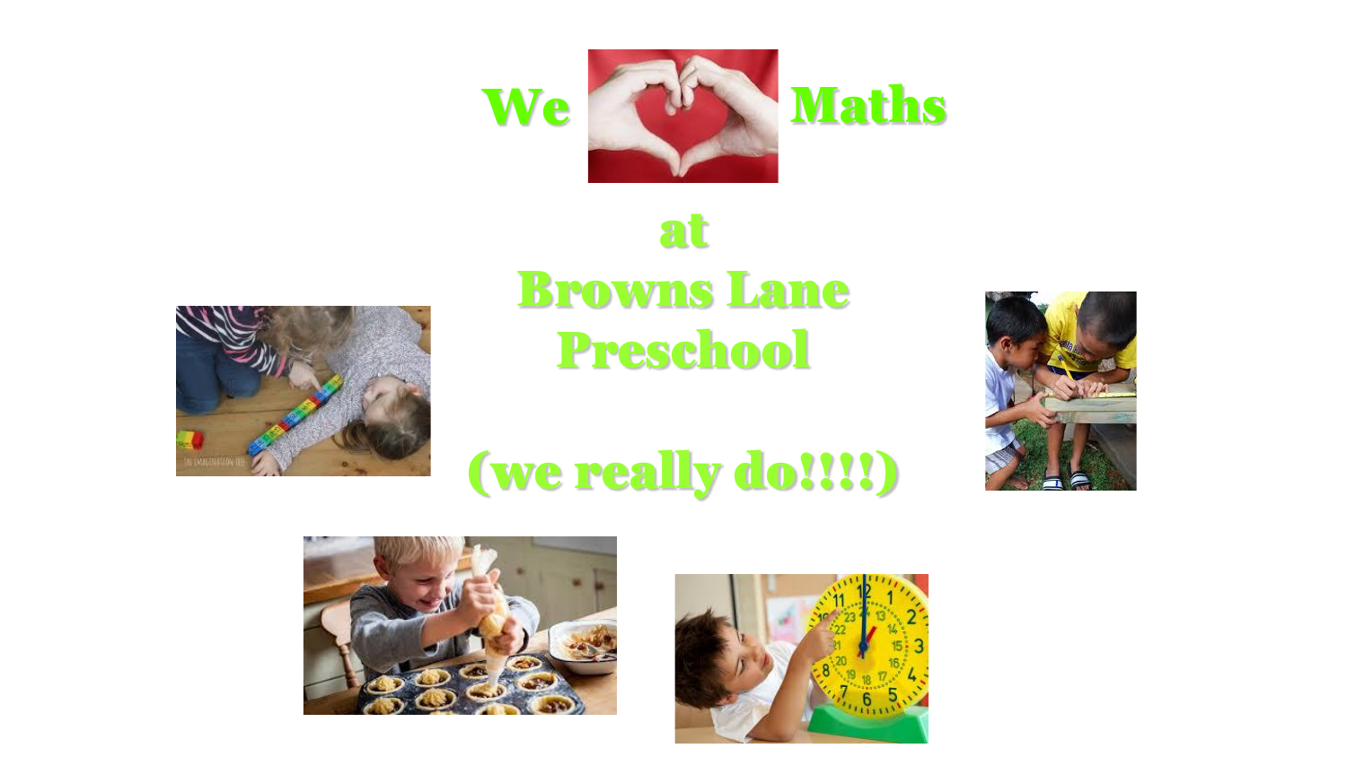# We Maths

# at Browns Lane Preschool

# (we really do!!!!)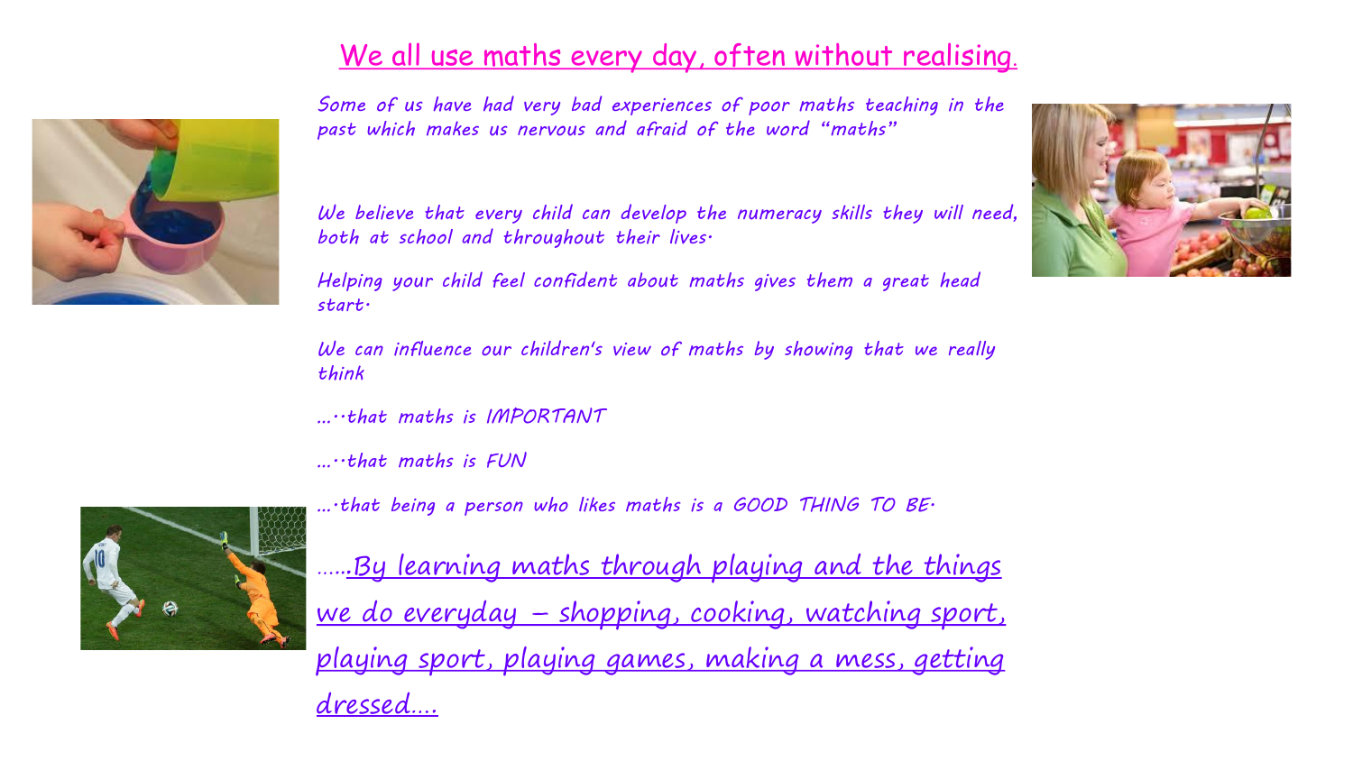# We all use maths every day, often without realising.

*Some of us have had very bad experiences of poor maths teaching in the past which makes us nervous and afraid of the word "maths"*

*We believe that every child can develop the numeracy skills they will need, both at school and throughout their lives.*

*Helping your child feel confident about maths gives them a great head start.*

*We can influence our children's view of maths by showing that we really think*

*....that maths is IMPORTANT*

*....that maths is FUN*

*....that being a person who likes maths is a GOOD THING TO BE.*

......By learning maths through playing and the things we do everyday – shopping, cooking, watching sport, playing sport, playing games, making a mess, getting dressed....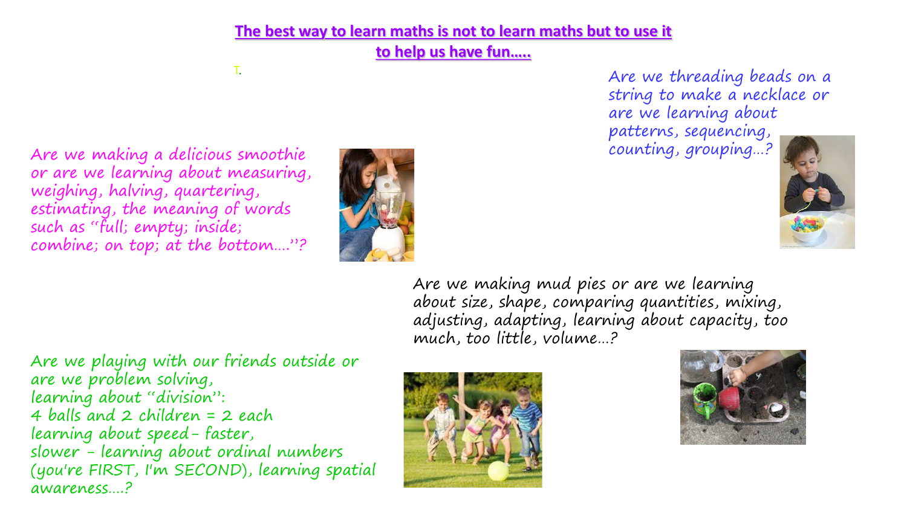**The best way to learn maths is not to learn maths but to use it to help us have fun…..**

T.

Are we threading beads on a string to make a necklace or are we learning about patterns, sequencing, counting, grouping…?

Are we making a delicious smoothie or are we learning about measuring, weighing, halving, quartering, estimating, the meaning of words such as "full; empty; inside; combine; on top; at the bottom…."?

Are we making mud pies or are we learning about size, shape, comparing quantities, mixing, adjusting, adapting, learning about capacity, too much, too little, volume…?

Are we playing with our friends outside or are we problem solving,
learning about "division":
4 balls and 2 children = 2 each
learning about speed- faster,
slower - learning about ordinal numbers (you're FIRST, I'm SECOND), learning spatial awareness….?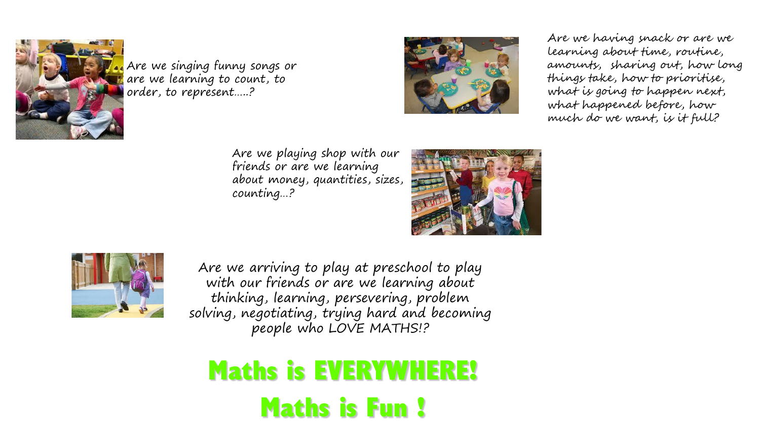Are we singing funny songs or are we learning to count, to order, to represent.....?

Are we having snack or are we learning about time, routine, amounts, sharing out, how long things take, how to prioritise, what is going to happen next, what happened before, how much do we want, is it full?

Are we playing shop with our friends or are we learning about money, quantities, sizes, counting…?

Are we arriving to play at preschool to play with our friends or are we learning about thinking, learning, persevering, problem solving, negotiating, trying hard and becoming people who LOVE MATHS!?

**Maths is EVERYWHERE!**

**Maths is Fun !**